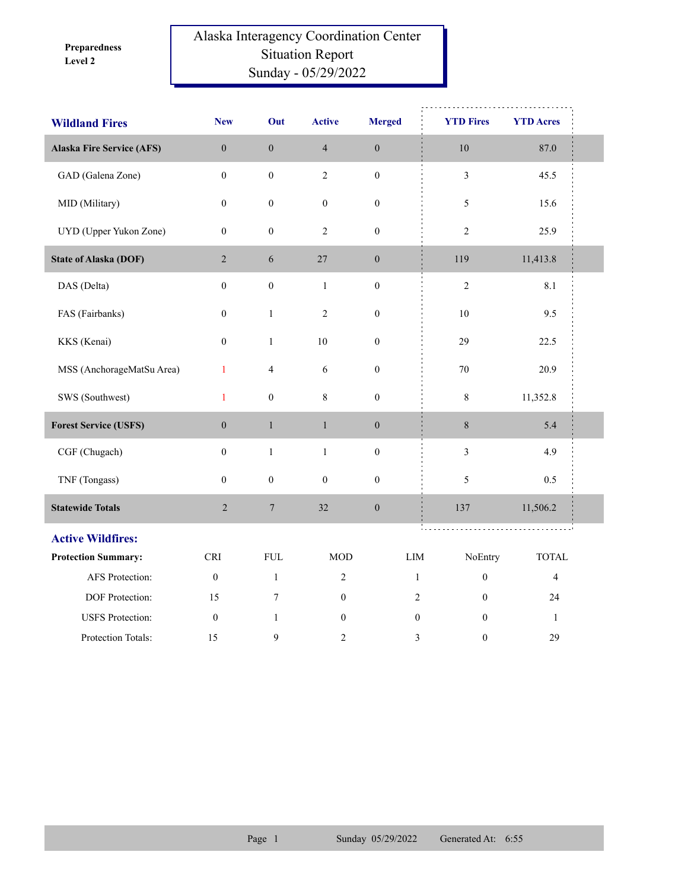**Preparedness Level 2**

# Alaska Interagency Coordination Center Situation Report
## Sunday - 05/29/2022

| Wildland Fires | New | Out | Active | Merged | YTD Fires | YTD Acres |
|---|---|---|---|---|---|---|
| **Alaska Fire Service (AFS)** | 0 | 0 | 4 | 0 | 10 | 87.0 |
| GAD (Galena Zone) | 0 | 0 | 2 | 0 | 3 | 45.5 |
| MID (Military) | 0 | 0 | 0 | 0 | 5 | 15.6 |
| UYD (Upper Yukon Zone) | 0 | 0 | 2 | 0 | 2 | 25.9 |
| **State of Alaska (DOF)** | 2 | 6 | 27 | 0 | 119 | 11,413.8 |
| DAS (Delta) | 0 | 0 | 1 | 0 | 2 | 8.1 |
| FAS (Fairbanks) | 0 | 1 | 2 | 0 | 10 | 9.5 |
| KKS (Kenai) | 0 | 1 | 10 | 0 | 29 | 22.5 |
| MSS (AnchorageMatSu Area) | 1 | 4 | 6 | 0 | 70 | 20.9 |
| SWS (Southwest) | 1 | 0 | 8 | 0 | 8 | 11,352.8 |
| **Forest Service (USFS)** | 0 | 1 | 1 | 0 | 8 | 5.4 |
| CGF (Chugach) | 0 | 1 | 1 | 0 | 3 | 4.9 |
| TNF (Tongass) | 0 | 0 | 0 | 0 | 5 | 0.5 |
| **Statewide Totals** | 2 | 7 | 32 | 0 | 137 | 11,506.2 |

## Active Wildfires:

| Protection Summary: | CRI | FUL | MOD | LIM | NoEntry | TOTAL |
|---|---|---|---|---|---|---|
| AFS Protection: | 0 | 1 | 2 | 1 | 0 | 4 |
| DOF Protection: | 15 | 7 | 0 | 2 | 0 | 24 |
| USFS Protection: | 0 | 1 | 0 | 0 | 0 | 1 |
| Protection Totals: | 15 | 9 | 2 | 3 | 0 | 29 |

Sunday 05/29/2022 Generated At: 6:55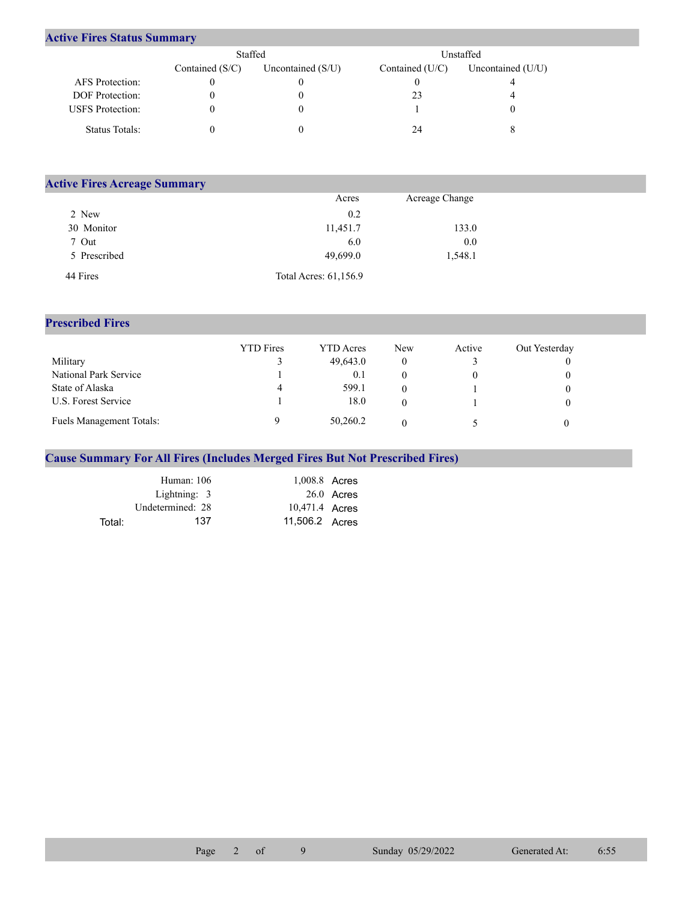## Active Fires Status Summary

| | Staffed | | Unstaffed | |
|---|---|---|---|---|
| | Contained (S/C) | Uncontained (S/U) | Contained (U/C) | Uncontained (U/U) |
| AFS Protection: | 0 | 0 | 0 | 4 |
| DOF Protection: | 0 | 0 | 23 | 4 |
| USFS Protection: | 0 | 0 | 1 | 0 |
| Status Totals: | 0 | 0 | 24 | 8 |

## Active Fires Acreage Summary

| | Acres | Acreage Change |
|---|---|---|
| 2 New | 0.2 | |
| 30 Monitor | 11,451.7 | 133.0 |
| 7 Out | 6.0 | 0.0 |
| 5 Prescribed | 49,699.0 | 1,548.1 |
| 44 Fires | Total Acres: 61,156.9 | |

## Prescribed Fires

| | YTD Fires | YTD Acres | New | Active | Out Yesterday |
|---|---|---|---|---|---|
| Military | 3 | 49,643.0 | 0 | 3 | 0 |
| National Park Service | 1 | 0.1 | 0 | 0 | 0 |
| State of Alaska | 4 | 599.1 | 0 | 1 | 0 |
| U.S. Forest Service | 1 | 18.0 | 0 | 1 | 0 |
| Fuels Management Totals: | 9 | 50,260.2 | 0 | 5 | 0 |

## Cause Summary For All Fires (Includes Merged Fires But Not Prescribed Fires)

| | Fires | Acres |
|---|---|---|
| Human: | 106 | 1,008.8 Acres |
| Lightning: | 3 | 26.0 Acres |
| Undetermined: | 28 | 10,471.4 Acres |
| Total: | 137 | 11,506.2 Acres |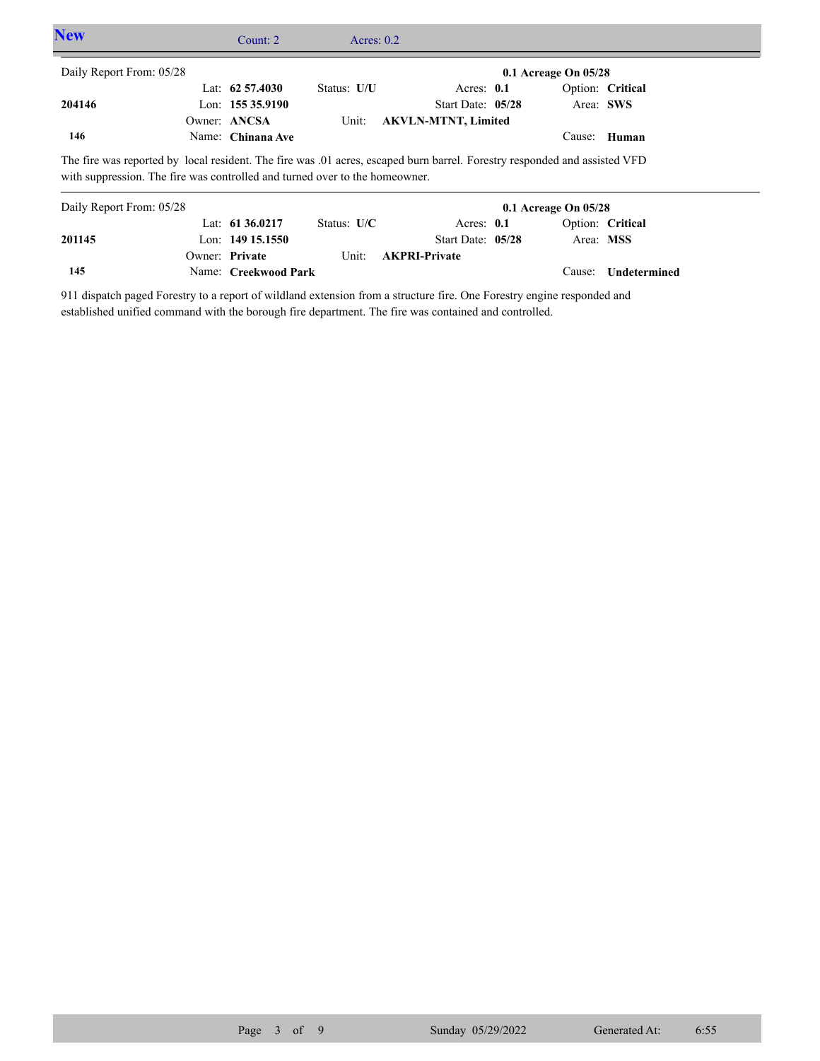## New

Count: 2 Acres: 0.2

| Daily Report From: 05/28 | | | | 0.1 Acreage On 05/28 |
|---|---|---|---|---|
| | Lat: **62 57.4030** | Status: **U/U** | Acres: **0.1** | Option: **Critical** |
| **204146** | Lon: **155 35.9190** | | Start Date: **05/28** | Area: **SWS** |
| | Owner: **ANCSA** | Unit: | **AKVLN-MTNT, Limited** | |
| **146** | Name: **Chinana Ave** | | | Cause: **Human** |

The fire was reported by local resident. The fire was .01 acres, escaped burn barrel. Forestry responded and assisted VFD with suppression. The fire was controlled and turned over to the homeowner.

| Daily Report From: 05/28 | | | | 0.1 Acreage On 05/28 |
|---|---|---|---|---|
| | Lat: **61 36.0217** | Status: **U/C** | Acres: **0.1** | Option: **Critical** |
| **201145** | Lon: **149 15.1550** | | Start Date: **05/28** | Area: **MSS** |
| | Owner: **Private** | Unit: | **AKPRI-Private** | |
| **145** | Name: **Creekwood Park** | | | Cause: **Undetermined** |

911 dispatch paged Forestry to a report of wildland extension from a structure fire. One Forestry engine responded and established unified command with the borough fire department. The fire was contained and controlled.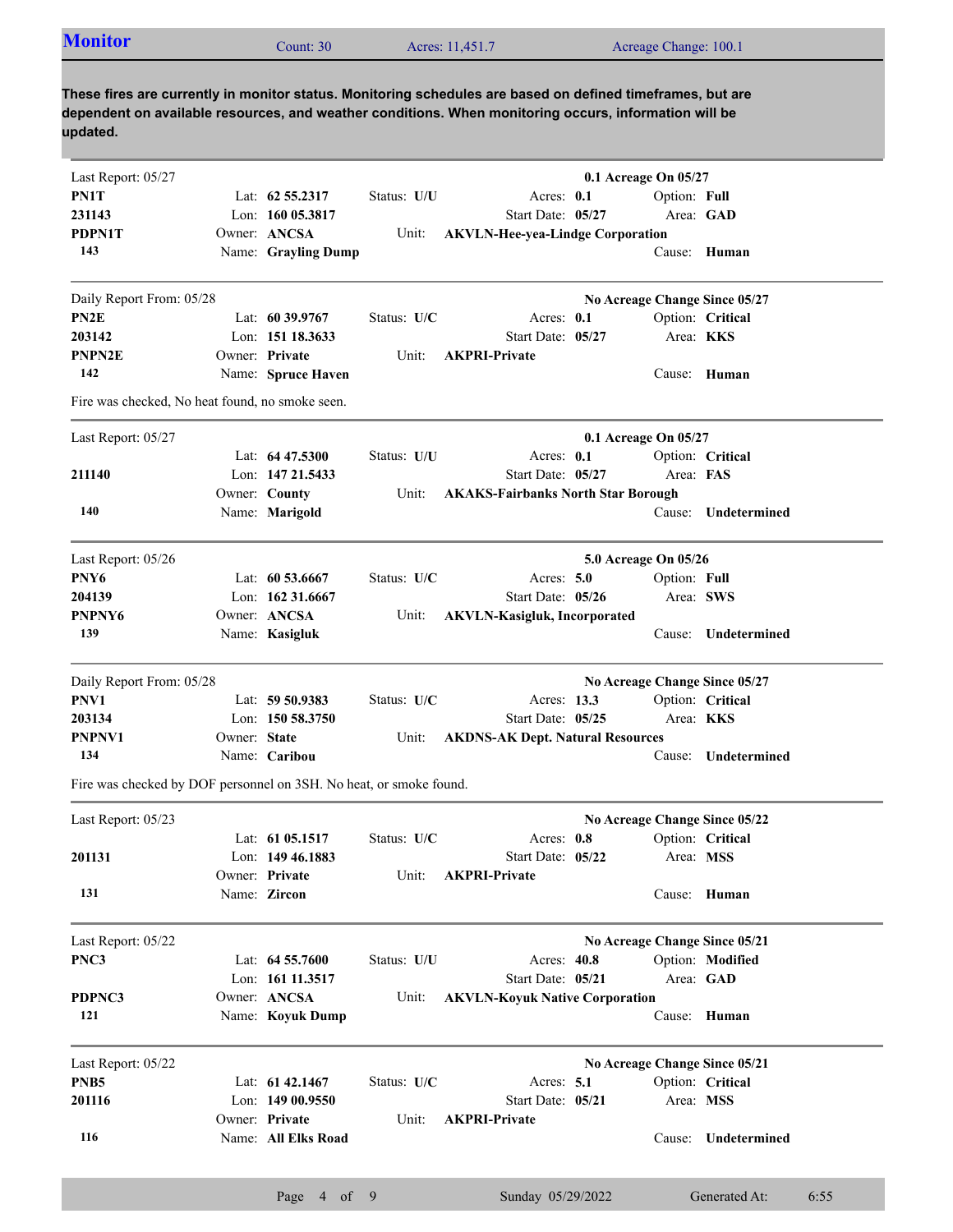## Monitor

Count: 30 Acres: 11,451.7 Acreage Change: 100.1

**These fires are currently in monitor status. Monitoring schedules are based on defined timeframes, but are dependent on available resources, and weather conditions. When monitoring occurs, information will be updated.**

---

Last Report: 05/27 — **0.1 Acreage On 05/27**

| | | | | |
|---|---|---|---|---|
| **PN1T** | Lat: **62 55.2317** | Status: **U/U** | Acres: **0.1** | Option: **Full** |
| **231143** | Lon: **160 05.3817** | | Start Date: **05/27** | Area: **GAD** |
| **PDPN1T** | Owner: **ANCSA** | Unit: **AKVLN-Hee-yea-Lindge Corporation** | | |
| **143** | Name: **Grayling Dump** | | | Cause: **Human** |

---

Daily Report From: 05/28 — **No Acreage Change Since 05/27**

| | | | | |
|---|---|---|---|---|
| **PN2E** | Lat: **60 39.9767** | Status: **U/C** | Acres: **0.1** | Option: **Critical** |
| **203142** | Lon: **151 18.3633** | | Start Date: **05/27** | Area: **KKS** |
| **PNPN2E** | Owner: **Private** | Unit: **AKPRI-Private** | | |
| **142** | Name: **Spruce Haven** | | | Cause: **Human** |

Fire was checked, No heat found, no smoke seen.

---

Last Report: 05/27 — **0.1 Acreage On 05/27**

| | | | | |
|---|---|---|---|---|
| | Lat: **64 47.5300** | Status: **U/U** | Acres: **0.1** | Option: **Critical** |
| **211140** | Lon: **147 21.5433** | | Start Date: **05/27** | Area: **FAS** |
| | Owner: **County** | Unit: **AKAKS-Fairbanks North Star Borough** | | |
| **140** | Name: **Marigold** | | | Cause: **Undetermined** |

---

Last Report: 05/26 — **5.0 Acreage On 05/26**

| | | | | |
|---|---|---|---|---|
| **PNY6** | Lat: **60 53.6667** | Status: **U/C** | Acres: **5.0** | Option: **Full** |
| **204139** | Lon: **162 31.6667** | | Start Date: **05/26** | Area: **SWS** |
| **PNPNY6** | Owner: **ANCSA** | Unit: **AKVLN-Kasigluk, Incorporated** | | |
| **139** | Name: **Kasigluk** | | | Cause: **Undetermined** |

---

Daily Report From: 05/28 — **No Acreage Change Since 05/27**

| | | | | |
|---|---|---|---|---|
| **PNV1** | Lat: **59 50.9383** | Status: **U/C** | Acres: **13.3** | Option: **Critical** |
| **203134** | Lon: **150 58.3750** | | Start Date: **05/25** | Area: **KKS** |
| **PNPNV1** | Owner: **State** | Unit: **AKDNS-AK Dept. Natural Resources** | | |
| **134** | Name: **Caribou** | | | Cause: **Undetermined** |

Fire was checked by DOF personnel on 3SH. No heat, or smoke found.

---

Last Report: 05/23 — **No Acreage Change Since 05/22**

| | | | | |
|---|---|---|---|---|
| | Lat: **61 05.1517** | Status: **U/C** | Acres: **0.8** | Option: **Critical** |
| **201131** | Lon: **149 46.1883** | | Start Date: **05/22** | Area: **MSS** |
| | Owner: **Private** | Unit: **AKPRI-Private** | | |
| **131** | Name: **Zircon** | | | Cause: **Human** |

---

Last Report: 05/22 — **No Acreage Change Since 05/21**

| | | | | |
|---|---|---|---|---|
| **PNC3** | Lat: **64 55.7600** | Status: **U/U** | Acres: **40.8** | Option: **Modified** |
| | Lon: **161 11.3517** | | Start Date: **05/21** | Area: **GAD** |
| **PDPNC3** | Owner: **ANCSA** | Unit: **AKVLN-Koyuk Native Corporation** | | |
| **121** | Name: **Koyuk Dump** | | | Cause: **Human** |

---

Last Report: 05/22 — **No Acreage Change Since 05/21**

| | | | | |
|---|---|---|---|---|
| **PNB5** | Lat: **61 42.1467** | Status: **U/C** | Acres: **5.1** | Option: **Critical** |
| **201116** | Lon: **149 00.9550** | | Start Date: **05/21** | Area: **MSS** |
| | Owner: **Private** | Unit: **AKPRI-Private** | | |
| **116** | Name: **All Elks Road** | | | Cause: **Undetermined** |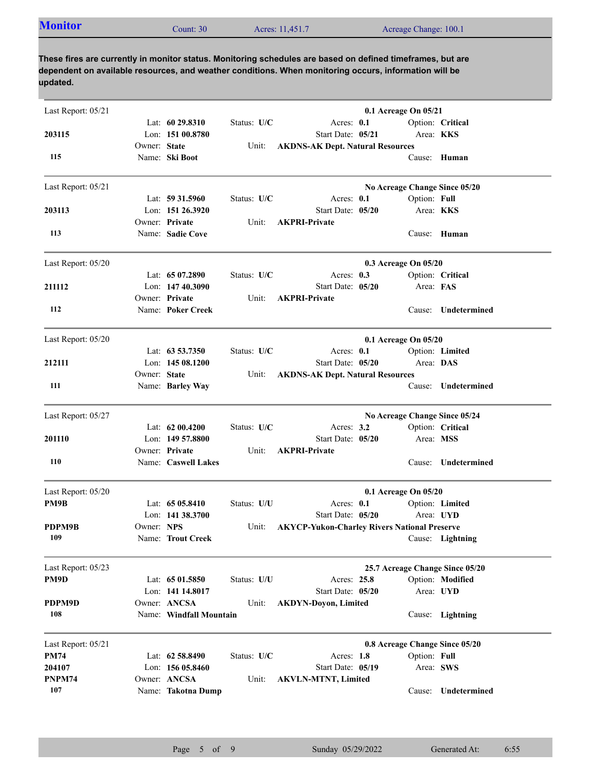## Monitor

Count: 30 | Acres: 11,451.7 | Acreage Change: 100.1

**These fires are currently in monitor status. Monitoring schedules are based on defined timeframes, but are dependent on available resources, and weather conditions. When monitoring occurs, information will be updated.**

---

Last Report: 05/21 — **0.1 Acreage On 05/21**

**203115**
**115**

Lat: **60 29.8310** | Status: **U/C** | Acres: **0.1** | Option: **Critical**
Lon: **151 00.8780** | Start Date: **05/21** | Area: **KKS**
Owner: **State** | Unit: **AKDNS-AK Dept. Natural Resources**
Name: **Ski Boot** | Cause: **Human**

---

Last Report: 05/21 — **No Acreage Change Since 05/20**

**203113**
**113**

Lat: **59 31.5960** | Status: **U/C** | Acres: **0.1** | Option: **Full**
Lon: **151 26.3920** | Start Date: **05/20** | Area: **KKS**
Owner: **Private** | Unit: **AKPRI-Private**
Name: **Sadie Cove** | Cause: **Human**

---

Last Report: 05/20 — **0.3 Acreage On 05/20**

**211112**
**112**

Lat: **65 07.2890** | Status: **U/C** | Acres: **0.3** | Option: **Critical**
Lon: **147 40.3090** | Start Date: **05/20** | Area: **FAS**
Owner: **Private** | Unit: **AKPRI-Private**
Name: **Poker Creek** | Cause: **Undetermined**

---

Last Report: 05/20 — **0.1 Acreage On 05/20**

**212111**
**111**

Lat: **63 53.7350** | Status: **U/C** | Acres: **0.1** | Option: **Limited**
Lon: **145 08.1200** | Start Date: **05/20** | Area: **DAS**
Owner: **State** | Unit: **AKDNS-AK Dept. Natural Resources**
Name: **Barley Way** | Cause: **Undetermined**

---

Last Report: 05/27 — **No Acreage Change Since 05/24**

**201110**
**110**

Lat: **62 00.4200** | Status: **U/C** | Acres: **3.2** | Option: **Critical**
Lon: **149 57.8800** | Start Date: **05/20** | Area: **MSS**
Owner: **Private** | Unit: **AKPRI-Private**
Name: **Caswell Lakes** | Cause: **Undetermined**

---

Last Report: 05/20 — **0.1 Acreage On 05/20**

**PM9B**
**PDPM9B**
**109**

Lat: **65 05.8410** | Status: **U/U** | Acres: **0.1** | Option: **Limited**
Lon: **141 38.3700** | Start Date: **05/20** | Area: **UYD**
Owner: **NPS** | Unit: **AKYCP-Yukon-Charley Rivers National Preserve**
Name: **Trout Creek** | Cause: **Lightning**

---

Last Report: 05/23 — **25.7 Acreage Change Since 05/20**

**PM9D**
**PDPM9D**
**108**

Lat: **65 01.5850** | Status: **U/U** | Acres: **25.8** | Option: **Modified**
Lon: **141 14.8017** | Start Date: **05/20** | Area: **UYD**
Owner: **ANCSA** | Unit: **AKDYN-Doyon, Limited**
Name: **Windfall Mountain** | Cause: **Lightning**

---

Last Report: 05/21 — **0.8 Acreage Change Since 05/20**

**PM74**
**204107**
**PNPM74**
**107**

Lat: **62 58.8490** | Status: **U/C** | Acres: **1.8** | Option: **Full**
Lon: **156 05.8460** | Start Date: **05/19** | Area: **SWS**
Owner: **ANCSA** | Unit: **AKVLN-MTNT, Limited**
Name: **Takotna Dump** | Cause: **Undetermined**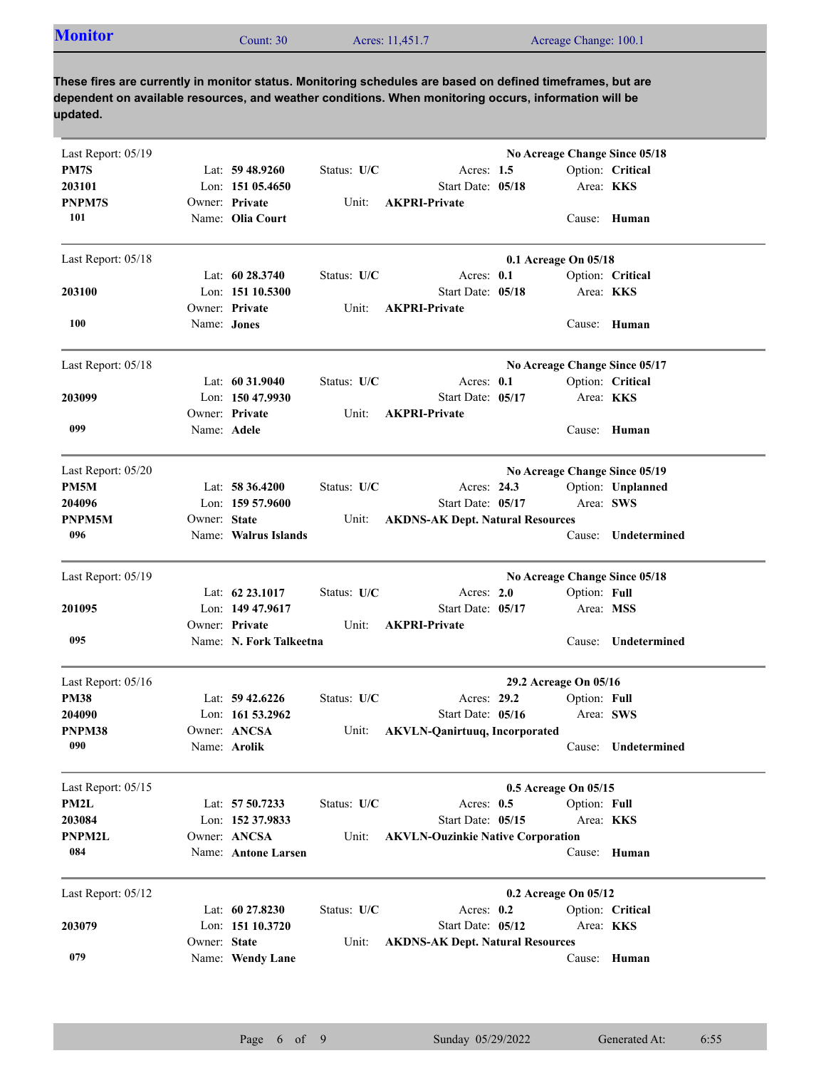## Monitor

Count: 30 | Acres: 11,451.7 | Acreage Change: 100.1

**These fires are currently in monitor status. Monitoring schedules are based on defined timeframes, but are dependent on available resources, and weather conditions. When monitoring occurs, information will be updated.**

---

Last Report: 05/19 — **No Acreage Change Since 05/18**

| | | | |
|---|---|---|---|
| **PM7S** | Lat: **59 48.9260** | Status: **U/C** | Acres: **1.5** | 
| **203101** | Lon: **151 05.4650** | Start Date: **05/18** | Option: **Critical** |
| **PNPM7S** | Owner: **Private** | Unit: **AKPRI-Private** | Area: **KKS** |
| **101** | Name: **Olia Court** | | Cause: **Human** |

---

Last Report: 05/18 — **0.1 Acreage On 05/18**

| | | | |
|---|---|---|---|
| | Lat: **60 28.3740** | Status: **U/C** | Acres: **0.1** |
| **203100** | Lon: **151 10.5300** | Start Date: **05/18** | Option: **Critical** |
| | Owner: **Private** | Unit: **AKPRI-Private** | Area: **KKS** |
| **100** | Name: **Jones** | | Cause: **Human** |

---

Last Report: 05/18 — **No Acreage Change Since 05/17**

| | | | |
|---|---|---|---|
| | Lat: **60 31.9040** | Status: **U/C** | Acres: **0.1** |
| **203099** | Lon: **150 47.9930** | Start Date: **05/17** | Option: **Critical** |
| | Owner: **Private** | Unit: **AKPRI-Private** | Area: **KKS** |
| **099** | Name: **Adele** | | Cause: **Human** |

---

Last Report: 05/20 — **No Acreage Change Since 05/19**

| | | | |
|---|---|---|---|
| **PM5M** | Lat: **58 36.4200** | Status: **U/C** | Acres: **24.3** |
| **204096** | Lon: **159 57.9600** | Start Date: **05/17** | Option: **Unplanned** |
| **PNPM5M** | Owner: **State** | Unit: **AKDNS-AK Dept. Natural Resources** | Area: **SWS** |
| **096** | Name: **Walrus Islands** | | Cause: **Undetermined** |

---

Last Report: 05/19 — **No Acreage Change Since 05/18**

| | | | |
|---|---|---|---|
| | Lat: **62 23.1017** | Status: **U/C** | Acres: **2.0** |
| **201095** | Lon: **149 47.9617** | Start Date: **05/17** | Option: **Full** |
| | Owner: **Private** | Unit: **AKPRI-Private** | Area: **MSS** |
| **095** | Name: **N. Fork Talkeetna** | | Cause: **Undetermined** |

---

Last Report: 05/16 — **29.2 Acreage On 05/16**

| | | | |
|---|---|---|---|
| **PM38** | Lat: **59 42.6226** | Status: **U/C** | Acres: **29.2** |
| **204090** | Lon: **161 53.2962** | Start Date: **05/16** | Option: **Full** |
| **PNPM38** | Owner: **ANCSA** | Unit: **AKVLN-Qanirtuuq, Incorporated** | Area: **SWS** |
| **090** | Name: **Arolik** | | Cause: **Undetermined** |

---

Last Report: 05/15 — **0.5 Acreage On 05/15**

| | | | |
|---|---|---|---|
| **PM2L** | Lat: **57 50.7233** | Status: **U/C** | Acres: **0.5** |
| **203084** | Lon: **152 37.9833** | Start Date: **05/15** | Option: **Full** |
| **PNPM2L** | Owner: **ANCSA** | Unit: **AKVLN-Ouzinkie Native Corporation** | Area: **KKS** |
| **084** | Name: **Antone Larsen** | | Cause: **Human** |

---

Last Report: 05/12 — **0.2 Acreage On 05/12**

| | | | |
|---|---|---|---|
| | Lat: **60 27.8230** | Status: **U/C** | Acres: **0.2** |
| **203079** | Lon: **151 10.3720** | Start Date: **05/12** | Option: **Critical** |
| | Owner: **State** | Unit: **AKDNS-AK Dept. Natural Resources** | Area: **KKS** |
| **079** | Name: **Wendy Lane** | | Cause: **Human** |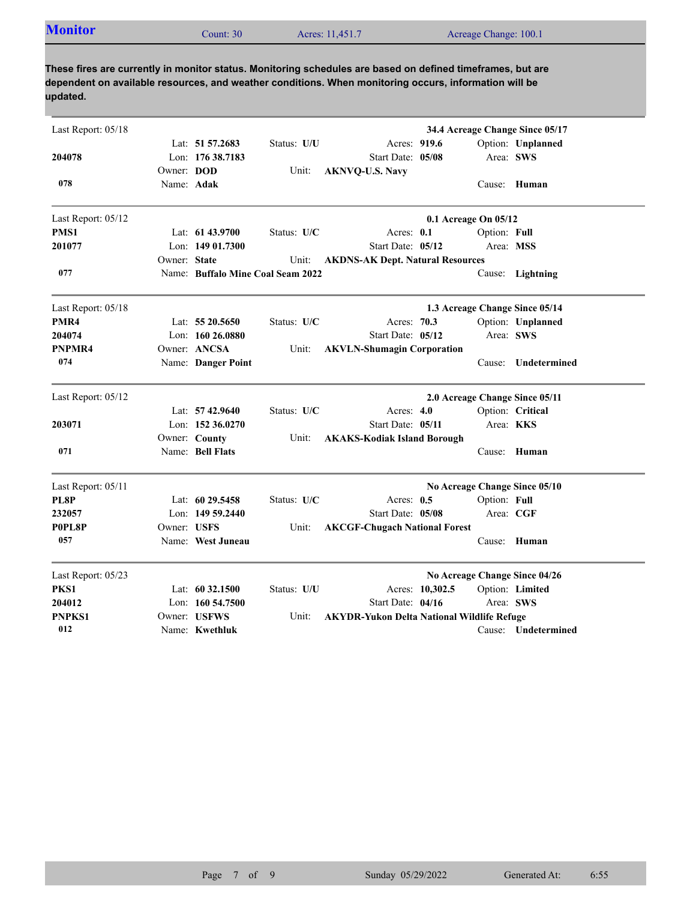## Monitor

Count: 30 | Acres: 11,451.7 | Acreage Change: 100.1

**These fires are currently in monitor status. Monitoring schedules are based on defined timeframes, but are dependent on available resources, and weather conditions. When monitoring occurs, information will be updated.**

---

Last Report: 05/18 — **34.4 Acreage Change Since 05/17**

| | | | |
|---|---|---|---|
| | Lat: **51 57.2683** | Status: **U/U** | Acres: **919.6** | Option: **Unplanned** |
| **204078** | Lon: **176 38.7183** | | Start Date: **05/08** | Area: **SWS** |
| | Owner: **DOD** | Unit: **AKNVQ-U.S. Navy** | | |
| **078** | Name: **Adak** | | | Cause: **Human** |

---

Last Report: 05/12 — **0.1 Acreage On 05/12**

| | | | |
|---|---|---|---|
| **PMS1** | Lat: **61 43.9700** | Status: **U/C** | Acres: **0.1** | Option: **Full** |
| **201077** | Lon: **149 01.7300** | | Start Date: **05/12** | Area: **MSS** |
| | Owner: **State** | Unit: **AKDNS-AK Dept. Natural Resources** | | |
| **077** | Name: **Buffalo Mine Coal Seam 2022** | | | Cause: **Lightning** |

---

Last Report: 05/18 — **1.3 Acreage Change Since 05/14**

| | | | |
|---|---|---|---|
| **PMR4** | Lat: **55 20.5650** | Status: **U/C** | Acres: **70.3** | Option: **Unplanned** |
| **204074** | Lon: **160 26.0880** | | Start Date: **05/12** | Area: **SWS** |
| **PNPMR4** | Owner: **ANCSA** | Unit: **AKVLN-Shumagin Corporation** | | |
| **074** | Name: **Danger Point** | | | Cause: **Undetermined** |

---

Last Report: 05/12 — **2.0 Acreage Change Since 05/11**

| | | | |
|---|---|---|---|
| | Lat: **57 42.9640** | Status: **U/C** | Acres: **4.0** | Option: **Critical** |
| **203071** | Lon: **152 36.0270** | | Start Date: **05/11** | Area: **KKS** |
| | Owner: **County** | Unit: **AKAKS-Kodiak Island Borough** | | |
| **071** | Name: **Bell Flats** | | | Cause: **Human** |

---

Last Report: 05/11 — **No Acreage Change Since 05/10**

| | | | |
|---|---|---|---|
| **PL8P** | Lat: **60 29.5458** | Status: **U/C** | Acres: **0.5** | Option: **Full** |
| **232057** | Lon: **149 59.2440** | | Start Date: **05/08** | Area: **CGF** |
| **P0PL8P** | Owner: **USFS** | Unit: **AKCGF-Chugach National Forest** | | |
| **057** | Name: **West Juneau** | | | Cause: **Human** |

---

Last Report: 05/23 — **No Acreage Change Since 04/26**

| | | | |
|---|---|---|---|
| **PKS1** | Lat: **60 32.1500** | Status: **U/U** | Acres: **10,302.5** | Option: **Limited** |
| **204012** | Lon: **160 54.7500** | | Start Date: **04/16** | Area: **SWS** |
| **PNPKS1** | Owner: **USFWS** | Unit: **AKYDR-Yukon Delta National Wildlife Refuge** | | |
| **012** | Name: **Kwethluk** | | | Cause: **Undetermined** |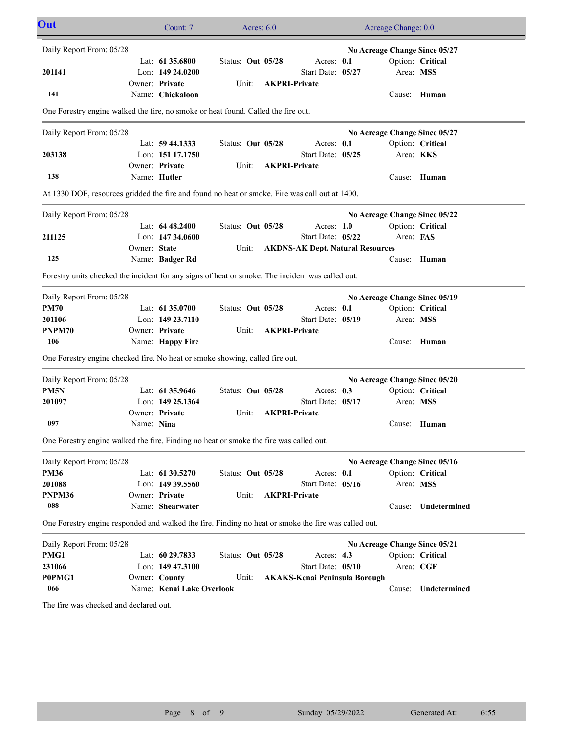## Out

Count: 7 Acres: 6.0 Acreage Change: 0.0

---

Daily Report From: 05/28 — **No Acreage Change Since 05/27**

| | | | | |
|---|---|---|---|---|
| | Lat: **61 35.6800** | Status: **Out 05/28** | Acres: **0.1** | Option: **Critical** |
| **201141** | Lon: **149 24.0200** | | Start Date: **05/27** | Area: **MSS** |
| | Owner: **Private** | Unit: **AKPRI-Private** | | |
| **141** | Name: **Chickaloon** | | | Cause: **Human** |

One Forestry engine walked the fire, no smoke or heat found. Called the fire out.

---

Daily Report From: 05/28 — **No Acreage Change Since 05/27**

| | | | | |
|---|---|---|---|---|
| | Lat: **59 44.1333** | Status: **Out 05/28** | Acres: **0.1** | Option: **Critical** |
| **203138** | Lon: **151 17.1750** | | Start Date: **05/25** | Area: **KKS** |
| | Owner: **Private** | Unit: **AKPRI-Private** | | |
| **138** | Name: **Hutler** | | | Cause: **Human** |

At 1330 DOF, resources gridded the fire and found no heat or smoke. Fire was call out at 1400.

---

Daily Report From: 05/28 — **No Acreage Change Since 05/22**

| | | | | |
|---|---|---|---|---|
| | Lat: **64 48.2400** | Status: **Out 05/28** | Acres: **1.0** | Option: **Critical** |
| **211125** | Lon: **147 34.0600** | | Start Date: **05/22** | Area: **FAS** |
| | Owner: **State** | Unit: **AKDNS-AK Dept. Natural Resources** | | |
| **125** | Name: **Badger Rd** | | | Cause: **Human** |

Forestry units checked the incident for any signs of heat or smoke. The incident was called out.

---

Daily Report From: 05/28 — **No Acreage Change Since 05/19**

| | | | | |
|---|---|---|---|---|
| **PM70** | Lat: **61 35.0700** | Status: **Out 05/28** | Acres: **0.1** | Option: **Critical** |
| **201106** | Lon: **149 23.7110** | | Start Date: **05/19** | Area: **MSS** |
| **PNPM70** | Owner: **Private** | Unit: **AKPRI-Private** | | |
| **106** | Name: **Happy Fire** | | | Cause: **Human** |

One Forestry engine checked fire. No heat or smoke showing, called fire out.

---

Daily Report From: 05/28 — **No Acreage Change Since 05/20**

| | | | | |
|---|---|---|---|---|
| **PM5N** | Lat: **61 35.9646** | Status: **Out 05/28** | Acres: **0.3** | Option: **Critical** |
| **201097** | Lon: **149 25.1364** | | Start Date: **05/17** | Area: **MSS** |
| | Owner: **Private** | Unit: **AKPRI-Private** | | |
| **097** | Name: **Nina** | | | Cause: **Human** |

One Forestry engine walked the fire. Finding no heat or smoke the fire was called out.

---

Daily Report From: 05/28 — **No Acreage Change Since 05/16**

| | | | | |
|---|---|---|---|---|
| **PM36** | Lat: **61 30.5270** | Status: **Out 05/28** | Acres: **0.1** | Option: **Critical** |
| **201088** | Lon: **149 39.5560** | | Start Date: **05/16** | Area: **MSS** |
| **PNPM36** | Owner: **Private** | Unit: **AKPRI-Private** | | |
| **088** | Name: **Shearwater** | | | Cause: **Undetermined** |

One Forestry engine responded and walked the fire. Finding no heat or smoke the fire was called out.

---

Daily Report From: 05/28 — **No Acreage Change Since 05/21**

| | | | | |
|---|---|---|---|---|
| **PMG1** | Lat: **60 29.7833** | Status: **Out 05/28** | Acres: **4.3** | Option: **Critical** |
| **231066** | Lon: **149 47.3100** | | Start Date: **05/10** | Area: **CGF** |
| **P0PMG1** | Owner: **County** | Unit: **AKAKS-Kenai Peninsula Borough** | | |
| **066** | Name: **Kenai Lake Overlook** | | | Cause: **Undetermined** |

The fire was checked and declared out.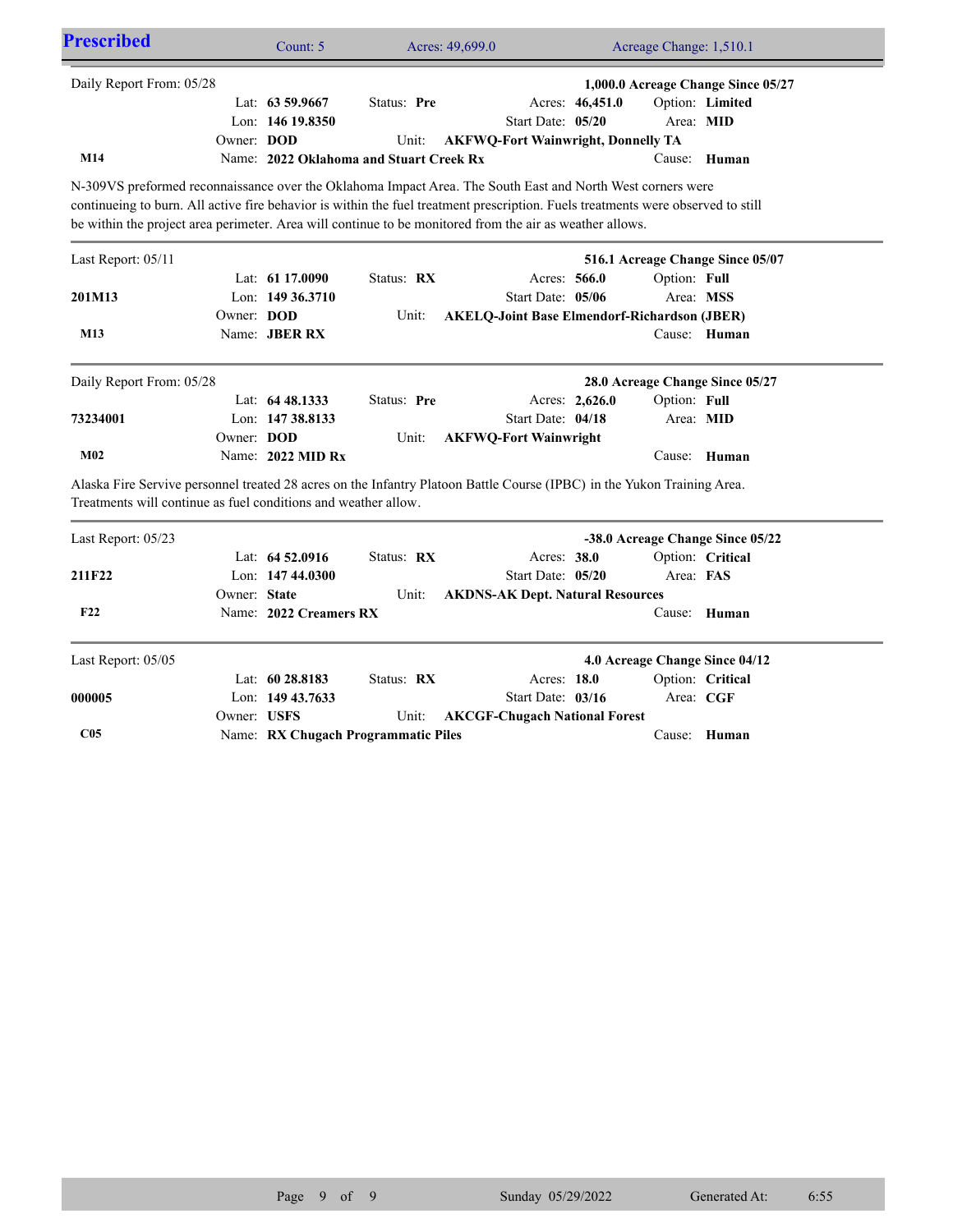## Prescribed

Count: 5 | Acres: 49,699.0 | Acreage Change: 1,510.1

---

Daily Report From: 05/28

**1,000.0 Acreage Change Since 05/27**

| | | | |
|---|---|---|---|
| Lat: **63 59.9667** | Status: **Pre** | Acres: **46,451.0** | Option: **Limited** |
| Lon: **146 19.8350** | | Start Date: **05/20** | Area: **MID** |
| Owner: **DOD** | Unit: **AKFWQ-Fort Wainwright, Donnelly TA** | | |
| Name: **2022 Oklahoma and Stuart Creek Rx** | | | Cause: **Human** |

**M14**

N-309VS preformed reconnaissance over the Oklahoma Impact Area. The South East and North West corners were continueing to burn. All active fire behavior is within the fuel treatment prescription. Fuels treatments were observed to still be within the project area perimeter. Area will continue to be monitored from the air as weather allows.

---

Last Report: 05/11

**516.1 Acreage Change Since 05/07**

**201M13**

| | | | |
|---|---|---|---|
| Lat: **61 17.0090** | Status: **RX** | Acres: **566.0** | Option: **Full** |
| Lon: **149 36.3710** | | Start Date: **05/06** | Area: **MSS** |
| Owner: **DOD** | Unit: **AKELQ-Joint Base Elmendorf-Richardson (JBER)** | | |
| Name: **JBER RX** | | | Cause: **Human** |

**M13**

---

Daily Report From: 05/28

**28.0 Acreage Change Since 05/27**

**73234001**

| | | | |
|---|---|---|---|
| Lat: **64 48.1333** | Status: **Pre** | Acres: **2,626.0** | Option: **Full** |
| Lon: **147 38.8133** | | Start Date: **04/18** | Area: **MID** |
| Owner: **DOD** | Unit: **AKFWQ-Fort Wainwright** | | |
| Name: **2022 MID Rx** | | | Cause: **Human** |

**M02**

Alaska Fire Servive personnel treated 28 acres on the Infantry Platoon Battle Course (IPBC) in the Yukon Training Area. Treatments will continue as fuel conditions and weather allow.

---

Last Report: 05/23

**-38.0 Acreage Change Since 05/22**

**211F22**

| | | | |
|---|---|---|---|
| Lat: **64 52.0916** | Status: **RX** | Acres: **38.0** | Option: **Critical** |
| Lon: **147 44.0300** | | Start Date: **05/20** | Area: **FAS** |
| Owner: **State** | Unit: **AKDNS-AK Dept. Natural Resources** | | |
| Name: **2022 Creamers RX** | | | Cause: **Human** |

**F22**

---

Last Report: 05/05

**4.0 Acreage Change Since 04/12**

**000005**

| | | | |
|---|---|---|---|
| Lat: **60 28.8183** | Status: **RX** | Acres: **18.0** | Option: **Critical** |
| Lon: **149 43.7633** | | Start Date: **03/16** | Area: **CGF** |
| Owner: **USFS** | Unit: **AKCGF-Chugach National Forest** | | |
| Name: **RX Chugach Programmatic Piles** | | | Cause: **Human** |

**C05**